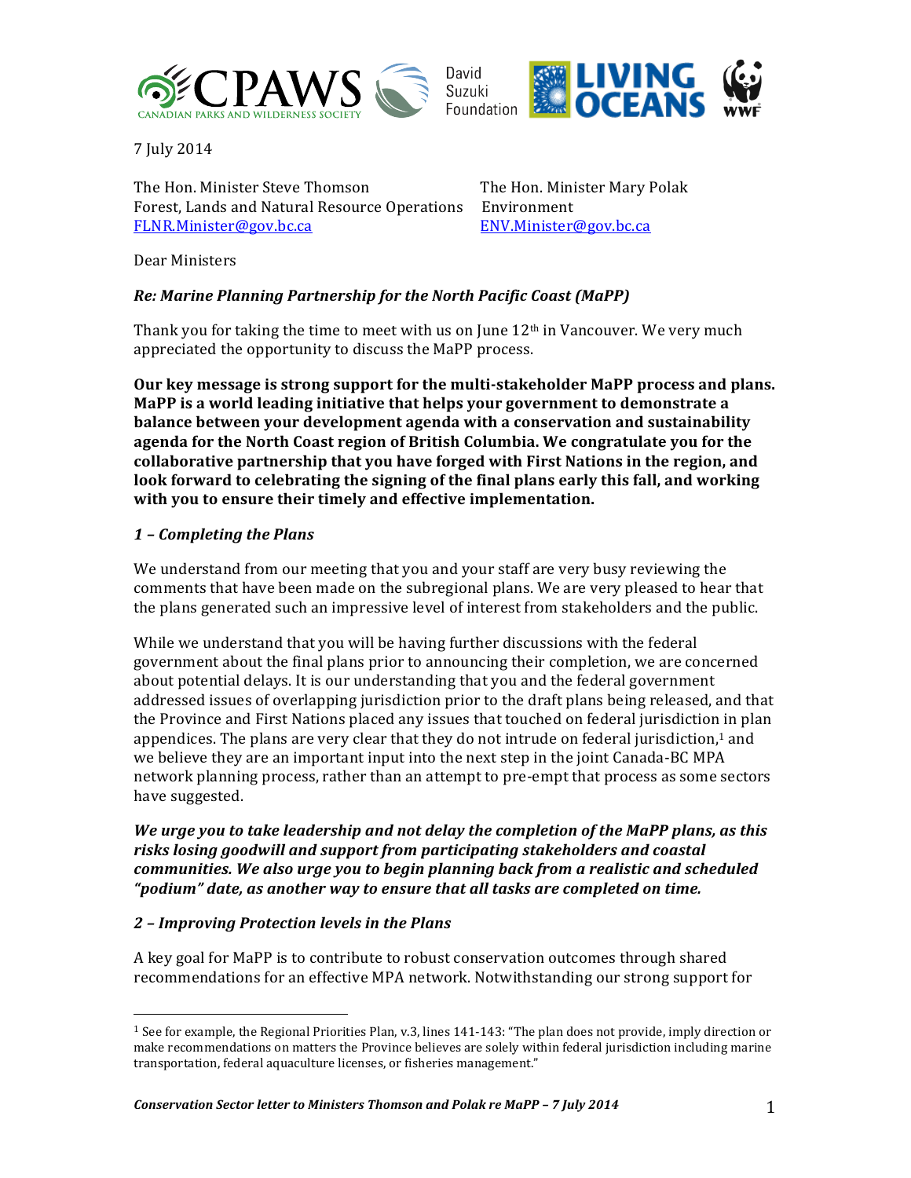7 July 2014

The Hon. Minister Steve Thomson
Forest, Lands and Natural Resource Operations
FLNR.Minister@gov.bc.ca

The Hon. Minister Mary Polak
Environment
ENV.Minister@gov.bc.ca

Dear Ministers

***Re: Marine Planning Partnership for the North Pacific Coast (MaPP)***

Thank you for taking the time to meet with us on June 12th in Vancouver. We very much appreciated the opportunity to discuss the MaPP process.

**Our key message is strong support for the multi-stakeholder MaPP process and plans. MaPP is a world leading initiative that helps your government to demonstrate a balance between your development agenda with a conservation and sustainability agenda for the North Coast region of British Columbia. We congratulate you for the collaborative partnership that you have forged with First Nations in the region, and look forward to celebrating the signing of the final plans early this fall, and working with you to ensure their timely and effective implementation.**

***1 – Completing the Plans***

We understand from our meeting that you and your staff are very busy reviewing the comments that have been made on the subregional plans. We are very pleased to hear that the plans generated such an impressive level of interest from stakeholders and the public.

While we understand that you will be having further discussions with the federal government about the final plans prior to announcing their completion, we are concerned about potential delays. It is our understanding that you and the federal government addressed issues of overlapping jurisdiction prior to the draft plans being released, and that the Province and First Nations placed any issues that touched on federal jurisdiction in plan appendices. The plans are very clear that they do not intrude on federal jurisdiction,[1] and we believe they are an important input into the next step in the joint Canada-BC MPA network planning process, rather than an attempt to pre-empt that process as some sectors have suggested.

***We urge you to take leadership and not delay the completion of the MaPP plans, as this risks losing goodwill and support from participating stakeholders and coastal communities. We also urge you to begin planning back from a realistic and scheduled "podium" date, as another way to ensure that all tasks are completed on time.***

***2 – Improving Protection levels in the Plans***

A key goal for MaPP is to contribute to robust conservation outcomes through shared recommendations for an effective MPA network. Notwithstanding our strong support for

[1] See for example, the Regional Priorities Plan, v.3, lines 141-143: "The plan does not provide, imply direction or make recommendations on matters the Province believes are solely within federal jurisdiction including marine transportation, federal aquaculture licenses, or fisheries management."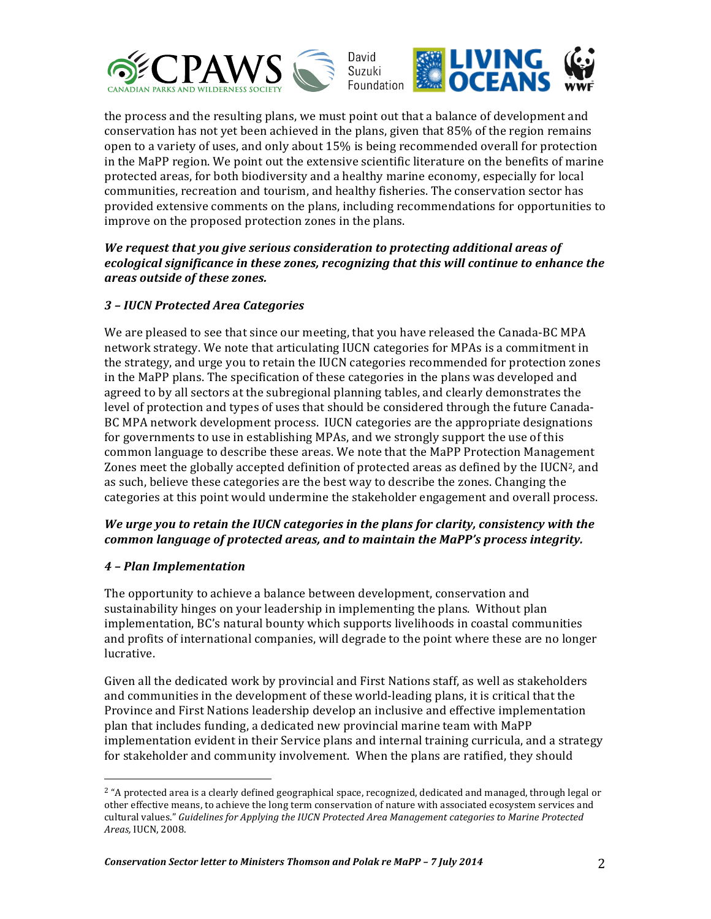the process and the resulting plans, we must point out that a balance of development and conservation has not yet been achieved in the plans, given that 85% of the region remains open to a variety of uses, and only about 15% is being recommended overall for protection in the MaPP region. We point out the extensive scientific literature on the benefits of marine protected areas, for both biodiversity and a healthy marine economy, especially for local communities, recreation and tourism, and healthy fisheries. The conservation sector has provided extensive comments on the plans, including recommendations for opportunities to improve on the proposed protection zones in the plans.

***We request that you give serious consideration to protecting additional areas of ecological significance in these zones, recognizing that this will continue to enhance the areas outside of these zones.***

### *3 – IUCN Protected Area Categories*

We are pleased to see that since our meeting, that you have released the Canada-BC MPA network strategy. We note that articulating IUCN categories for MPAs is a commitment in the strategy, and urge you to retain the IUCN categories recommended for protection zones in the MaPP plans. The specification of these categories in the plans was developed and agreed to by all sectors at the subregional planning tables, and clearly demonstrates the level of protection and types of uses that should be considered through the future Canada-BC MPA network development process. IUCN categories are the appropriate designations for governments to use in establishing MPAs, and we strongly support the use of this common language to describe these areas. We note that the MaPP Protection Management Zones meet the globally accepted definition of protected areas as defined by the IUCN[2], and as such, believe these categories are the best way to describe the zones. Changing the categories at this point would undermine the stakeholder engagement and overall process.

***We urge you to retain the IUCN categories in the plans for clarity, consistency with the common language of protected areas, and to maintain the MaPP's process integrity.***

### *4 – Plan Implementation*

The opportunity to achieve a balance between development, conservation and sustainability hinges on your leadership in implementing the plans. Without plan implementation, BC's natural bounty which supports livelihoods in coastal communities and profits of international companies, will degrade to the point where these are no longer lucrative.

Given all the dedicated work by provincial and First Nations staff, as well as stakeholders and communities in the development of these world-leading plans, it is critical that the Province and First Nations leadership develop an inclusive and effective implementation plan that includes funding, a dedicated new provincial marine team with MaPP implementation evident in their Service plans and internal training curricula, and a strategy for stakeholder and community involvement. When the plans are ratified, they should

---

[2] "A protected area is a clearly defined geographical space, recognized, dedicated and managed, through legal or other effective means, to achieve the long term conservation of nature with associated ecosystem services and cultural values." *Guidelines for Applying the IUCN Protected Area Management categories to Marine Protected Areas,* IUCN, 2008.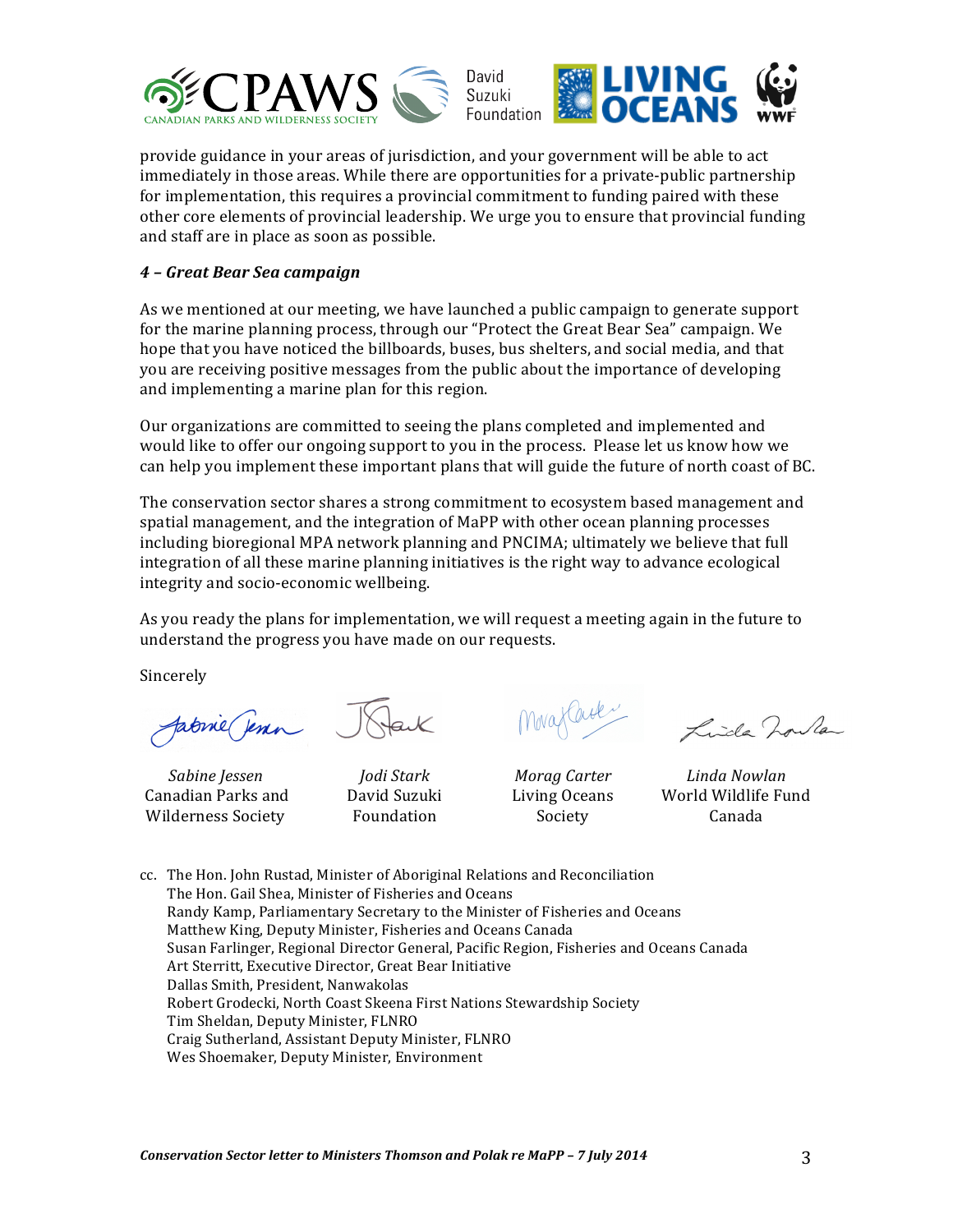provide guidance in your areas of jurisdiction, and your government will be able to act immediately in those areas. While there are opportunities for a private-public partnership for implementation, this requires a provincial commitment to funding paired with these other core elements of provincial leadership. We urge you to ensure that provincial funding and staff are in place as soon as possible.

### *4 – Great Bear Sea campaign*

As we mentioned at our meeting, we have launched a public campaign to generate support for the marine planning process, through our "Protect the Great Bear Sea" campaign. We hope that you have noticed the billboards, buses, bus shelters, and social media, and that you are receiving positive messages from the public about the importance of developing and implementing a marine plan for this region.

Our organizations are committed to seeing the plans completed and implemented and would like to offer our ongoing support to you in the process. Please let us know how we can help you implement these important plans that will guide the future of north coast of BC.

The conservation sector shares a strong commitment to ecosystem based management and spatial management, and the integration of MaPP with other ocean planning processes including bioregional MPA network planning and PNCIMA; ultimately we believe that full integration of all these marine planning initiatives is the right way to advance ecological integrity and socio-economic wellbeing.

As you ready the plans for implementation, we will request a meeting again in the future to understand the progress you have made on our requests.

Sincerely

| | | | |
|---|---|---|---|
| *Sabine Jessen* | *Jodi Stark* | *Morag Carter* | *Linda Nowlan* |
| Canadian Parks and Wilderness Society | David Suzuki Foundation | Living Oceans Society | World Wildlife Fund Canada |

cc. The Hon. John Rustad, Minister of Aboriginal Relations and Reconciliation
The Hon. Gail Shea, Minister of Fisheries and Oceans
Randy Kamp, Parliamentary Secretary to the Minister of Fisheries and Oceans
Matthew King, Deputy Minister, Fisheries and Oceans Canada
Susan Farlinger, Regional Director General, Pacific Region, Fisheries and Oceans Canada
Art Sterritt, Executive Director, Great Bear Initiative
Dallas Smith, President, Nanwakolas
Robert Grodecki, North Coast Skeena First Nations Stewardship Society
Tim Sheldan, Deputy Minister, FLNRO
Craig Sutherland, Assistant Deputy Minister, FLNRO
Wes Shoemaker, Deputy Minister, Environment